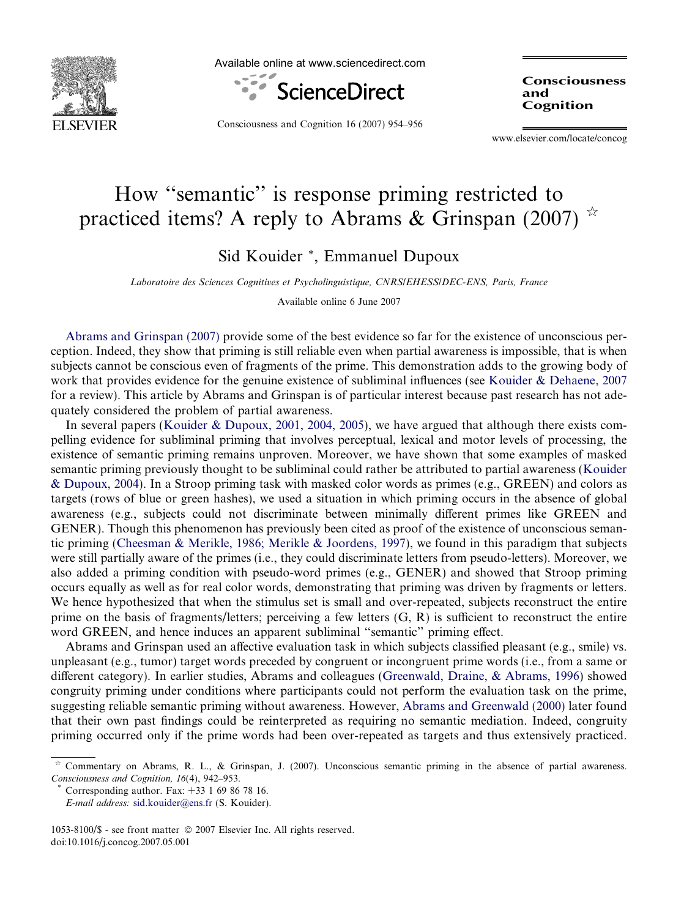# How "semantic" is response priming restricted to practiced items? A reply to Abrams & Grinspan (2007) ☆

Sid Kouider *, Emmanuel Dupoux

*Laboratoire des Sciences Cognitives et Psycholinguistique, CNRS/EHESS/DEC-ENS, Paris, France*

Available online 6 June 2007

Abrams and Grinspan (2007) provide some of the best evidence so far for the existence of unconscious perception. Indeed, they show that priming is still reliable even when partial awareness is impossible, that is when subjects cannot be conscious even of fragments of the prime. This demonstration adds to the growing body of work that provides evidence for the genuine existence of subliminal influences (see Kouider & Dehaene, 2007 for a review). This article by Abrams and Grinspan is of particular interest because past research has not adequately considered the problem of partial awareness.

In several papers (Kouider & Dupoux, 2001, 2004, 2005), we have argued that although there exists compelling evidence for subliminal priming that involves perceptual, lexical and motor levels of processing, the existence of semantic priming remains unproven. Moreover, we have shown that some examples of masked semantic priming previously thought to be subliminal could rather be attributed to partial awareness (Kouider & Dupoux, 2004). In a Stroop priming task with masked color words as primes (e.g., GREEN) and colors as targets (rows of blue or green hashes), we used a situation in which priming occurs in the absence of global awareness (e.g., subjects could not discriminate between minimally different primes like GREEN and GENER). Though this phenomenon has previously been cited as proof of the existence of unconscious semantic priming (Cheesman & Merikle, 1986; Merikle & Joordens, 1997), we found in this paradigm that subjects were still partially aware of the primes (i.e., they could discriminate letters from pseudo-letters). Moreover, we also added a priming condition with pseudo-word primes (e.g., GENER) and showed that Stroop priming occurs equally as well as for real color words, demonstrating that priming was driven by fragments or letters. We hence hypothesized that when the stimulus set is small and over-repeated, subjects reconstruct the entire prime on the basis of fragments/letters; perceiving a few letters (G, R) is sufficient to reconstruct the entire word GREEN, and hence induces an apparent subliminal "semantic" priming effect.

Abrams and Grinspan used an affective evaluation task in which subjects classified pleasant (e.g., smile) vs. unpleasant (e.g., tumor) target words preceded by congruent or incongruent prime words (i.e., from a same or different category). In earlier studies, Abrams and colleagues (Greenwald, Draine, & Abrams, 1996) showed congruity priming under conditions where participants could not perform the evaluation task on the prime, suggesting reliable semantic priming without awareness. However, Abrams and Greenwald (2000) later found that their own past findings could be reinterpreted as requiring no semantic mediation. Indeed, congruity priming occurred only if the prime words had been over-repeated as targets and thus extensively practiced.

☆ Commentary on Abrams, R. L., & Grinspan, J. (2007). Unconscious semantic priming in the absence of partial awareness. *Consciousness and Cognition, 16*(4), 942–953.

\* Corresponding author. Fax: +33 1 69 86 78 16.
*E-mail address:* sid.kouider@ens.fr (S. Kouider).

1053-8100/$ - see front matter © 2007 Elsevier Inc. All rights reserved.
doi:10.1016/j.concog.2007.05.001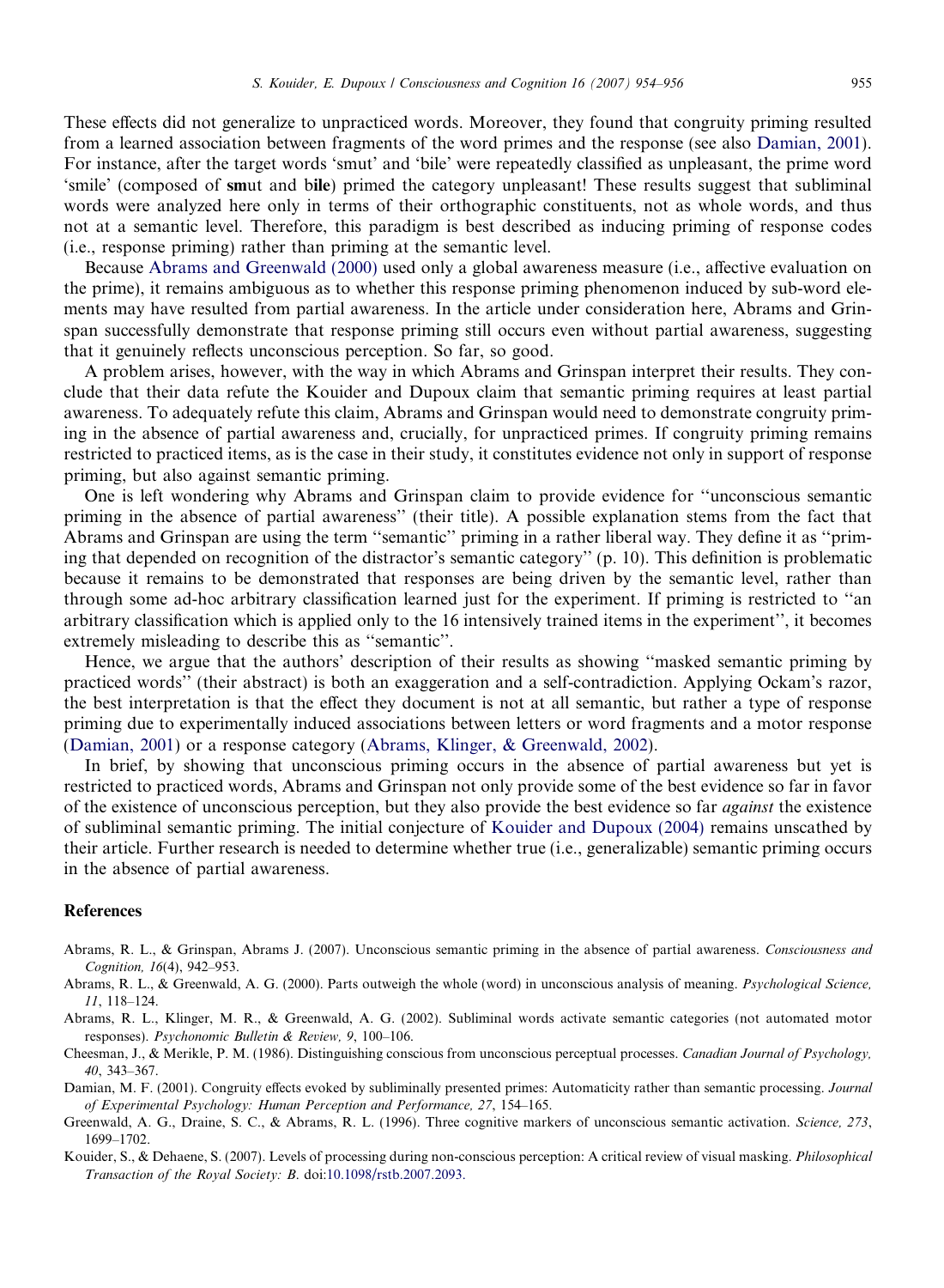These effects did not generalize to unpracticed words. Moreover, they found that congruity priming resulted from a learned association between fragments of the word primes and the response (see also Damian, 2001). For instance, after the target words 'smut' and 'bile' were repeatedly classified as unpleasant, the prime word 'smile' (composed of **sm**ut and b**ile**) primed the category unpleasant! These results suggest that subliminal words were analyzed here only in terms of their orthographic constituents, not as whole words, and thus not at a semantic level. Therefore, this paradigm is best described as inducing priming of response codes (i.e., response priming) rather than priming at the semantic level.

Because Abrams and Greenwald (2000) used only a global awareness measure (i.e., affective evaluation on the prime), it remains ambiguous as to whether this response priming phenomenon induced by sub-word elements may have resulted from partial awareness. In the article under consideration here, Abrams and Grinspan successfully demonstrate that response priming still occurs even without partial awareness, suggesting that it genuinely reflects unconscious perception. So far, so good.

A problem arises, however, with the way in which Abrams and Grinspan interpret their results. They conclude that their data refute the Kouider and Dupoux claim that semantic priming requires at least partial awareness. To adequately refute this claim, Abrams and Grinspan would need to demonstrate congruity priming in the absence of partial awareness and, crucially, for unpracticed primes. If congruity priming remains restricted to practiced items, as is the case in their study, it constitutes evidence not only in support of response priming, but also against semantic priming.

One is left wondering why Abrams and Grinspan claim to provide evidence for ''unconscious semantic priming in the absence of partial awareness'' (their title). A possible explanation stems from the fact that Abrams and Grinspan are using the term ''semantic'' priming in a rather liberal way. They define it as ''priming that depended on recognition of the distractor's semantic category'' (p. 10). This definition is problematic because it remains to be demonstrated that responses are being driven by the semantic level, rather than through some ad-hoc arbitrary classification learned just for the experiment. If priming is restricted to ''an arbitrary classification which is applied only to the 16 intensively trained items in the experiment'', it becomes extremely misleading to describe this as ''semantic''.

Hence, we argue that the authors' description of their results as showing ''masked semantic priming by practiced words'' (their abstract) is both an exaggeration and a self-contradiction. Applying Ockam's razor, the best interpretation is that the effect they document is not at all semantic, but rather a type of response priming due to experimentally induced associations between letters or word fragments and a motor response (Damian, 2001) or a response category (Abrams, Klinger, & Greenwald, 2002).

In brief, by showing that unconscious priming occurs in the absence of partial awareness but yet is restricted to practiced words, Abrams and Grinspan not only provide some of the best evidence so far in favor of the existence of unconscious perception, but they also provide the best evidence so far *against* the existence of subliminal semantic priming. The initial conjecture of Kouider and Dupoux (2004) remains unscathed by their article. Further research is needed to determine whether true (i.e., generalizable) semantic priming occurs in the absence of partial awareness.

## References

Abrams, R. L., & Grinspan, Abrams J. (2007). Unconscious semantic priming in the absence of partial awareness. *Consciousness and Cognition, 16*(4), 942–953.

Abrams, R. L., & Greenwald, A. G. (2000). Parts outweigh the whole (word) in unconscious analysis of meaning. *Psychological Science, 11*, 118–124.

Abrams, R. L., Klinger, M. R., & Greenwald, A. G. (2002). Subliminal words activate semantic categories (not automated motor responses). *Psychonomic Bulletin & Review, 9*, 100–106.

Cheesman, J., & Merikle, P. M. (1986). Distinguishing conscious from unconscious perceptual processes. *Canadian Journal of Psychology, 40*, 343–367.

Damian, M. F. (2001). Congruity effects evoked by subliminally presented primes: Automaticity rather than semantic processing. *Journal of Experimental Psychology: Human Perception and Performance, 27*, 154–165.

Greenwald, A. G., Draine, S. C., & Abrams, R. L. (1996). Three cognitive markers of unconscious semantic activation. *Science, 273*, 1699–1702.

Kouider, S., & Dehaene, S. (2007). Levels of processing during non-conscious perception: A critical review of visual masking. *Philosophical Transaction of the Royal Society: B*. doi:10.1098/rstb.2007.2093.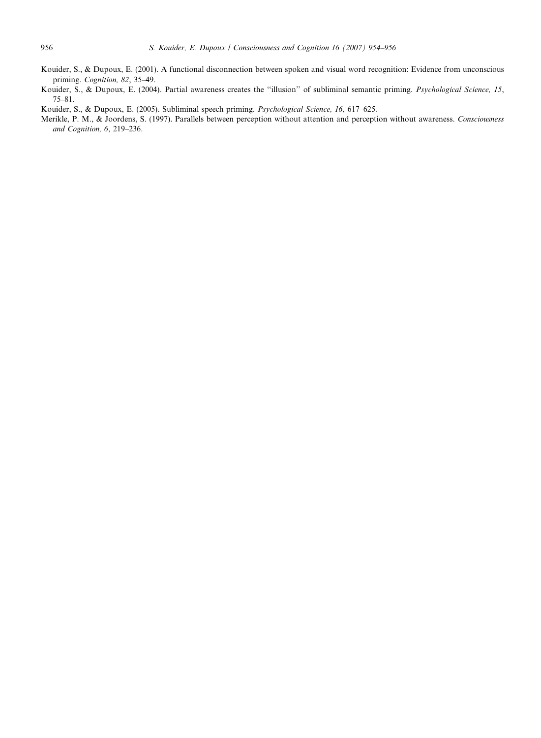Kouider, S., & Dupoux, E. (2001). A functional disconnection between spoken and visual word recognition: Evidence from unconscious priming. *Cognition, 82*, 35–49.

Kouider, S., & Dupoux, E. (2004). Partial awareness creates the "illusion" of subliminal semantic priming. *Psychological Science, 15*, 75–81.

Kouider, S., & Dupoux, E. (2005). Subliminal speech priming. *Psychological Science, 16*, 617–625.

Merikle, P. M., & Joordens, S. (1997). Parallels between perception without attention and perception without awareness. *Consciousness and Cognition, 6*, 219–236.